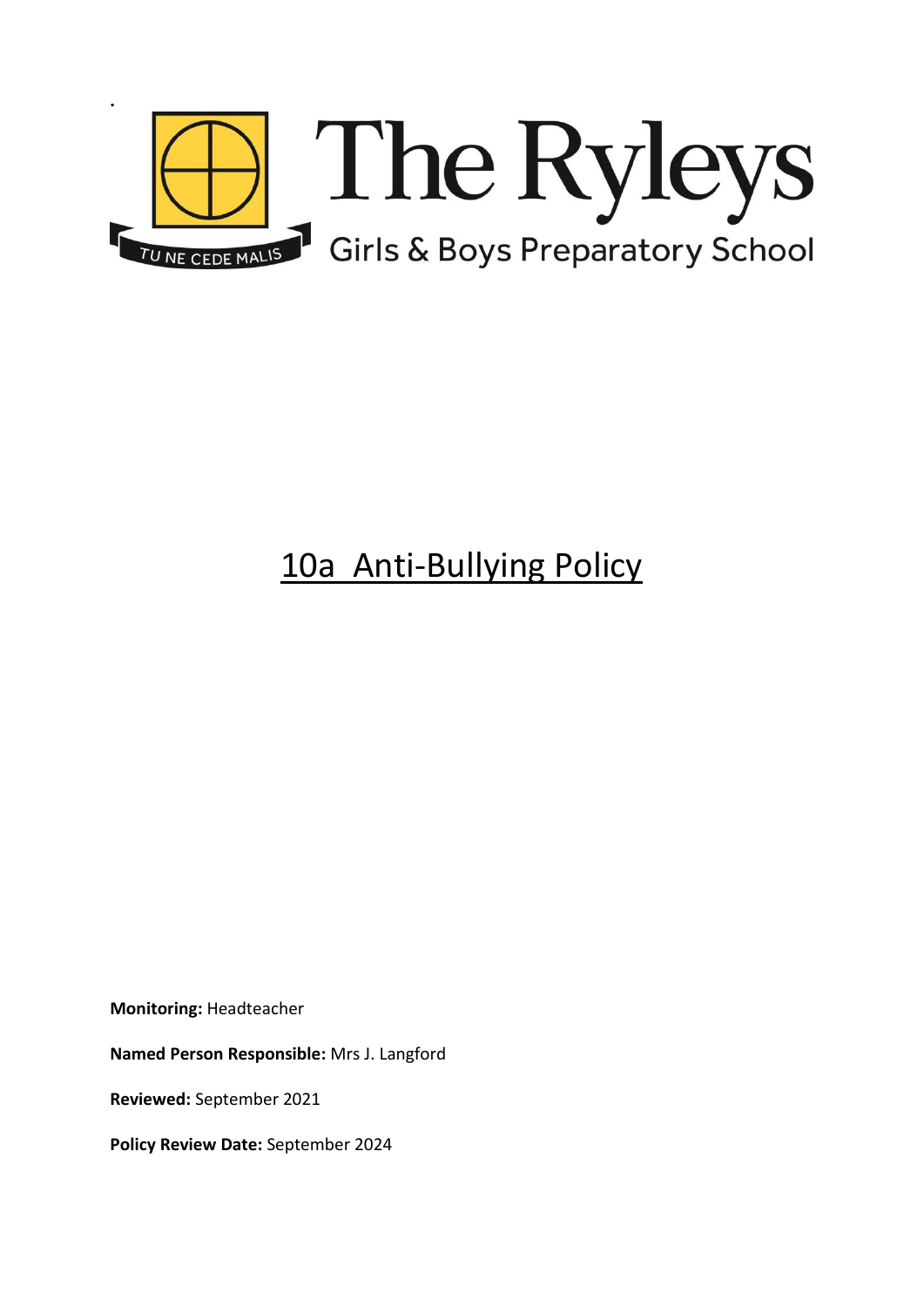# The Ryleys

TU NE CEDE MALIS

Girls & Boys Preparatory School

# 10a Anti-Bullying Policy

**Monitoring:** Headteacher

**Named Person Responsible:** Mrs J. Langford

**Reviewed:** September 2021

**Policy Review Date:** September 2024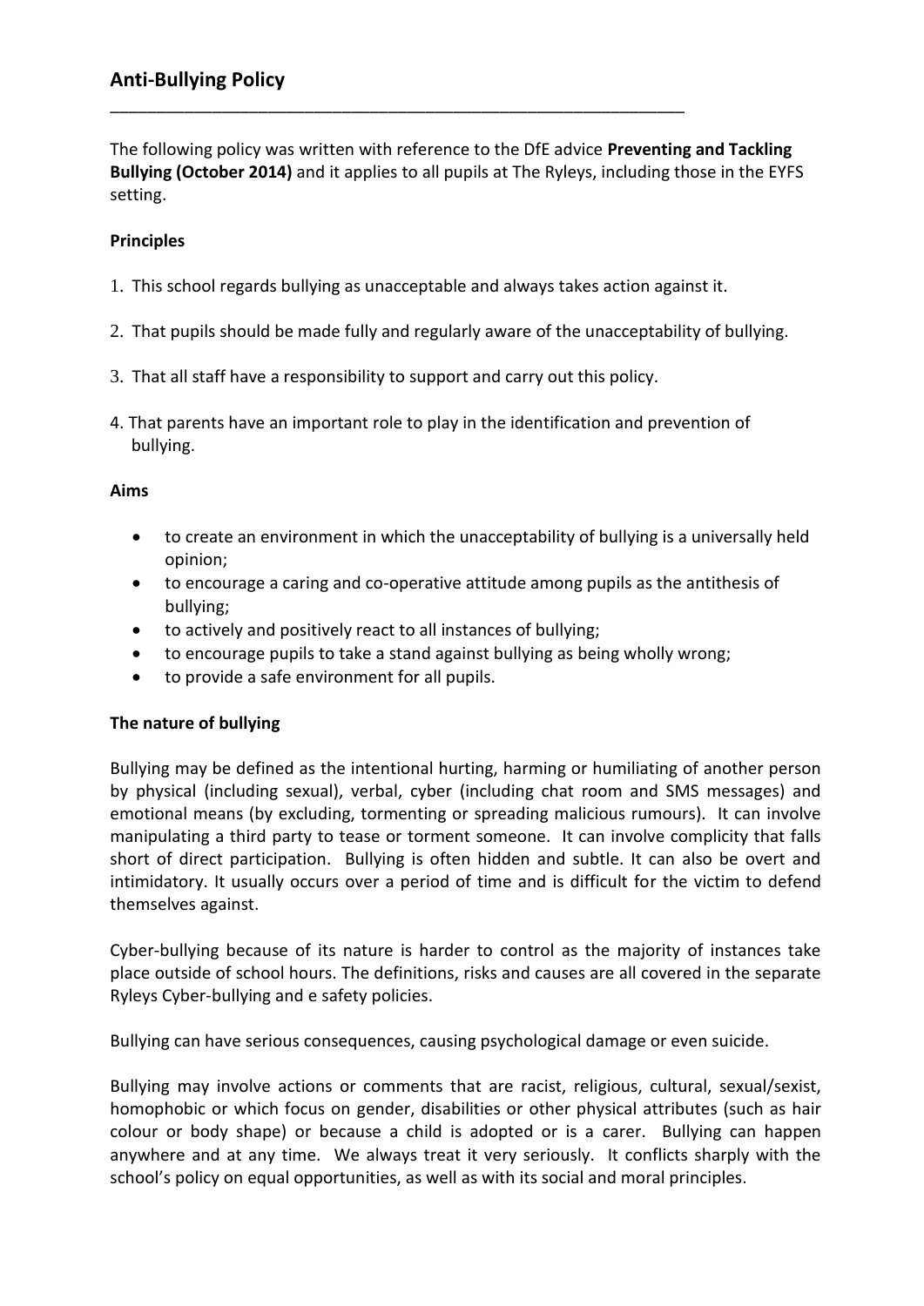## Anti-Bullying Policy

The following policy was written with reference to the DfE advice **Preventing and Tackling Bullying (October 2014)** and it applies to all pupils at The Ryleys, including those in the EYFS setting.

**Principles**

1. This school regards bullying as unacceptable and always takes action against it.
2. That pupils should be made fully and regularly aware of the unacceptability of bullying.
3. That all staff have a responsibility to support and carry out this policy.
4. That parents have an important role to play in the identification and prevention of bullying.

**Aims**

- to create an environment in which the unacceptability of bullying is a universally held opinion;
- to encourage a caring and co-operative attitude among pupils as the antithesis of bullying;
- to actively and positively react to all instances of bullying;
- to encourage pupils to take a stand against bullying as being wholly wrong;
- to provide a safe environment for all pupils.

**The nature of bullying**

Bullying may be defined as the intentional hurting, harming or humiliating of another person by physical (including sexual), verbal, cyber (including chat room and SMS messages) and emotional means (by excluding, tormenting or spreading malicious rumours). It can involve manipulating a third party to tease or torment someone. It can involve complicity that falls short of direct participation. Bullying is often hidden and subtle. It can also be overt and intimidatory. It usually occurs over a period of time and is difficult for the victim to defend themselves against.

Cyber-bullying because of its nature is harder to control as the majority of instances take place outside of school hours. The definitions, risks and causes are all covered in the separate Ryleys Cyber-bullying and e safety policies.

Bullying can have serious consequences, causing psychological damage or even suicide.

Bullying may involve actions or comments that are racist, religious, cultural, sexual/sexist, homophobic or which focus on gender, disabilities or other physical attributes (such as hair colour or body shape) or because a child is adopted or is a carer. Bullying can happen anywhere and at any time. We always treat it very seriously. It conflicts sharply with the school's policy on equal opportunities, as well as with its social and moral principles.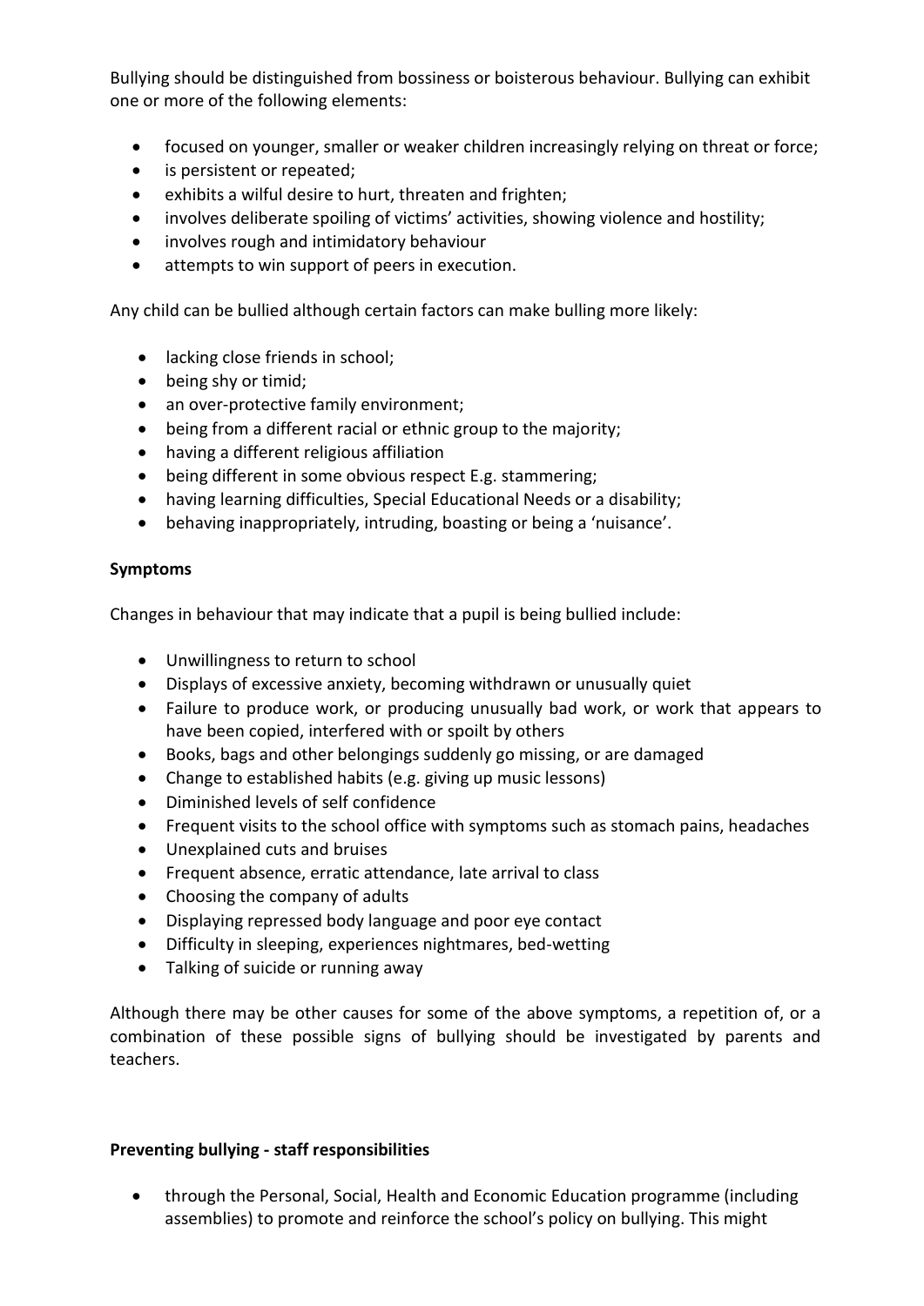Bullying should be distinguished from bossiness or boisterous behaviour. Bullying can exhibit one or more of the following elements:

- focused on younger, smaller or weaker children increasingly relying on threat or force;
- is persistent or repeated;
- exhibits a wilful desire to hurt, threaten and frighten;
- involves deliberate spoiling of victims' activities, showing violence and hostility;
- involves rough and intimidatory behaviour
- attempts to win support of peers in execution.

Any child can be bullied although certain factors can make bulling more likely:

- lacking close friends in school;
- being shy or timid;
- an over-protective family environment;
- being from a different racial or ethnic group to the majority;
- having a different religious affiliation
- being different in some obvious respect E.g. stammering;
- having learning difficulties, Special Educational Needs or a disability;
- behaving inappropriately, intruding, boasting or being a 'nuisance'.

**Symptoms**

Changes in behaviour that may indicate that a pupil is being bullied include:

- Unwillingness to return to school
- Displays of excessive anxiety, becoming withdrawn or unusually quiet
- Failure to produce work, or producing unusually bad work, or work that appears to have been copied, interfered with or spoilt by others
- Books, bags and other belongings suddenly go missing, or are damaged
- Change to established habits (e.g. giving up music lessons)
- Diminished levels of self confidence
- Frequent visits to the school office with symptoms such as stomach pains, headaches
- Unexplained cuts and bruises
- Frequent absence, erratic attendance, late arrival to class
- Choosing the company of adults
- Displaying repressed body language and poor eye contact
- Difficulty in sleeping, experiences nightmares, bed-wetting
- Talking of suicide or running away

Although there may be other causes for some of the above symptoms, a repetition of, or a combination of these possible signs of bullying should be investigated by parents and teachers.

**Preventing bullying - staff responsibilities**

- through the Personal, Social, Health and Economic Education programme (including assemblies) to promote and reinforce the school's policy on bullying. This might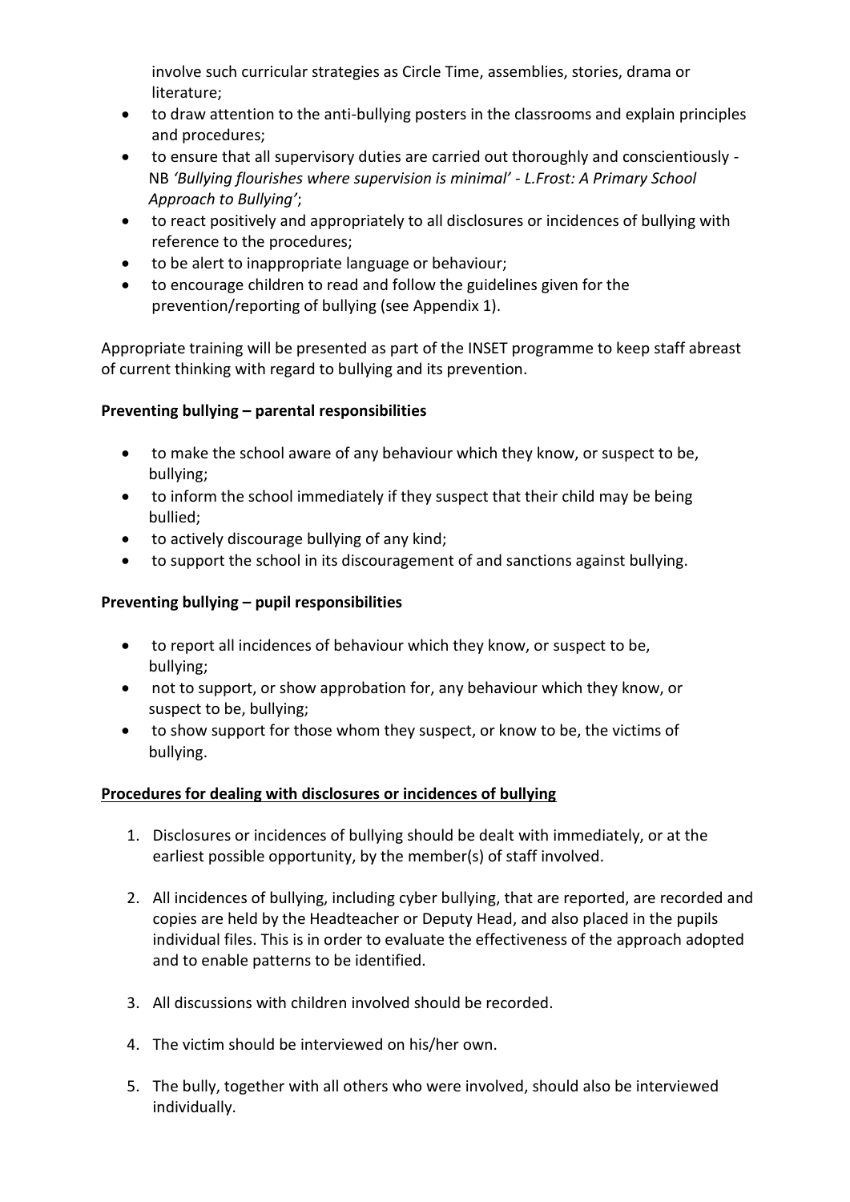involve such curricular strategies as Circle Time, assemblies, stories, drama or literature;

- to draw attention to the anti-bullying posters in the classrooms and explain principles and procedures;
- to ensure that all supervisory duties are carried out thoroughly and conscientiously - NB *'Bullying flourishes where supervision is minimal' - L.Frost: A Primary School Approach to Bullying'*;
- to react positively and appropriately to all disclosures or incidences of bullying with reference to the procedures;
- to be alert to inappropriate language or behaviour;
- to encourage children to read and follow the guidelines given for the prevention/reporting of bullying (see Appendix 1).

Appropriate training will be presented as part of the INSET programme to keep staff abreast of current thinking with regard to bullying and its prevention.

**Preventing bullying – parental responsibilities**

- to make the school aware of any behaviour which they know, or suspect to be, bullying;
- to inform the school immediately if they suspect that their child may be being bullied;
- to actively discourage bullying of any kind;
- to support the school in its discouragement of and sanctions against bullying.

**Preventing bullying – pupil responsibilities**

- to report all incidences of behaviour which they know, or suspect to be, bullying;
- not to support, or show approbation for, any behaviour which they know, or suspect to be, bullying;
- to show support for those whom they suspect, or know to be, the victims of bullying.

**Procedures for dealing with disclosures or incidences of bullying**

1. Disclosures or incidences of bullying should be dealt with immediately, or at the earliest possible opportunity, by the member(s) of staff involved.
2. All incidences of bullying, including cyber bullying, that are reported, are recorded and copies are held by the Headteacher or Deputy Head, and also placed in the pupils individual files. This is in order to evaluate the effectiveness of the approach adopted and to enable patterns to be identified.
3. All discussions with children involved should be recorded.
4. The victim should be interviewed on his/her own.
5. The bully, together with all others who were involved, should also be interviewed individually.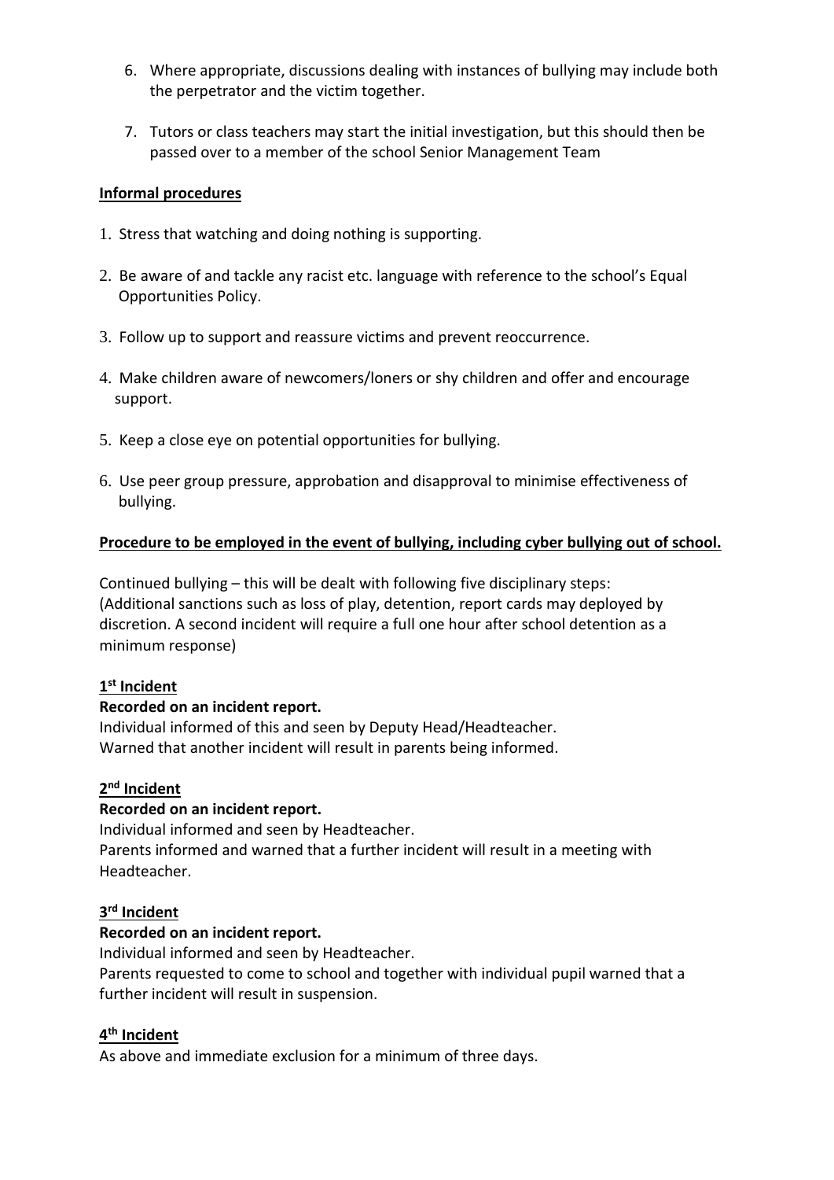6. Where appropriate, discussions dealing with instances of bullying may include both the perpetrator and the victim together.

7. Tutors or class teachers may start the initial investigation, but this should then be passed over to a member of the school Senior Management Team

**Informal procedures**

1. Stress that watching and doing nothing is supporting.

2. Be aware of and tackle any racist etc. language with reference to the school's Equal Opportunities Policy.

3. Follow up to support and reassure victims and prevent reoccurrence.

4. Make children aware of newcomers/loners or shy children and offer and encourage support.

5. Keep a close eye on potential opportunities for bullying.

6. Use peer group pressure, approbation and disapproval to minimise effectiveness of bullying.

**Procedure to be employed in the event of bullying, including cyber bullying out of school.**

Continued bullying – this will be dealt with following five disciplinary steps:
(Additional sanctions such as loss of play, detention, report cards may deployed by discretion. A second incident will require a full one hour after school detention as a minimum response)

**1st Incident**

**Recorded on an incident report.**
Individual informed of this and seen by Deputy Head/Headteacher.
Warned that another incident will result in parents being informed.

**2nd Incident**

**Recorded on an incident report.**
Individual informed and seen by Headteacher.
Parents informed and warned that a further incident will result in a meeting with Headteacher.

**3rd Incident**

**Recorded on an incident report.**
Individual informed and seen by Headteacher.
Parents requested to come to school and together with individual pupil warned that a further incident will result in suspension.

**4th Incident**

As above and immediate exclusion for a minimum of three days.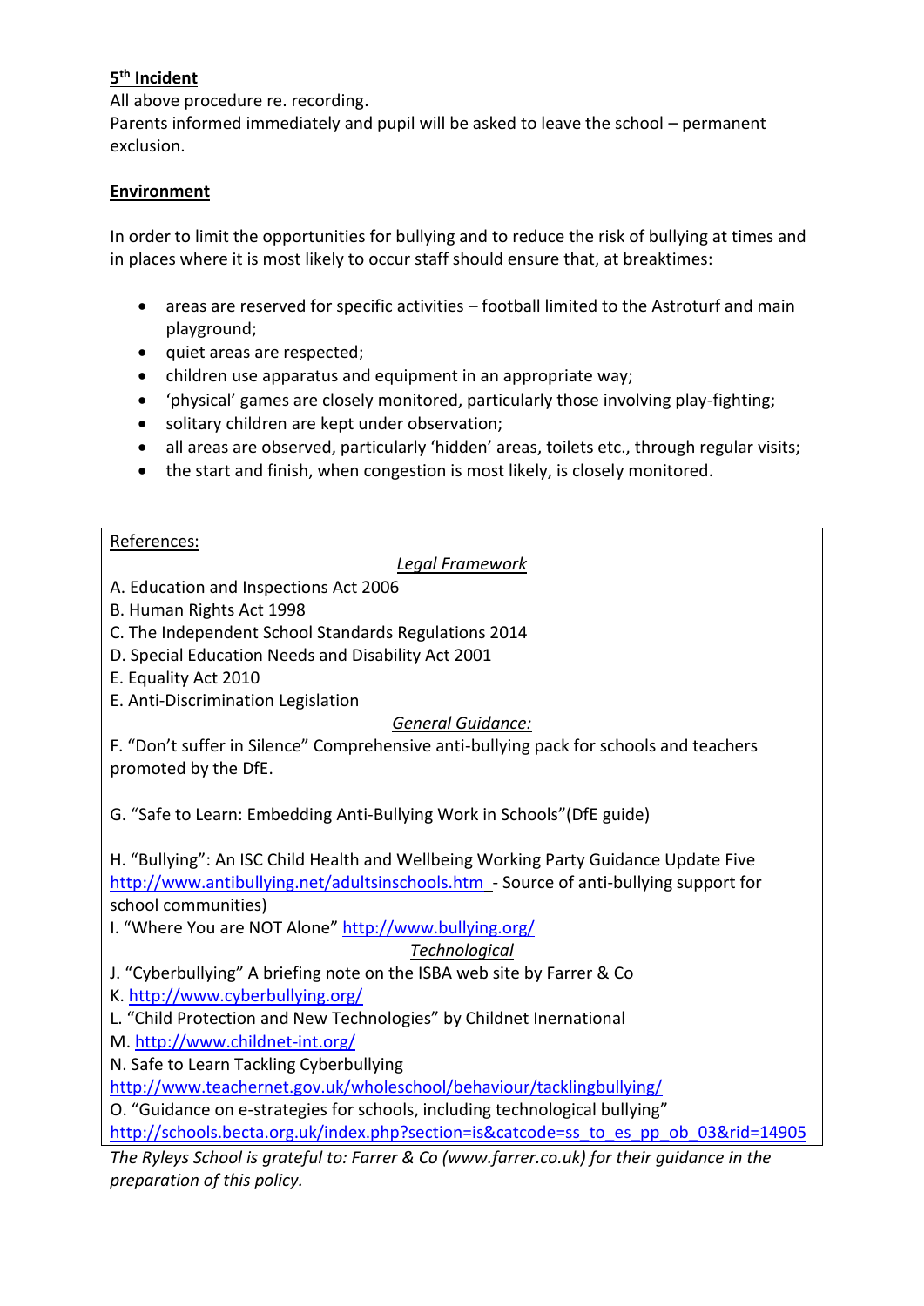**5th Incident**

All above procedure re. recording.
Parents informed immediately and pupil will be asked to leave the school – permanent exclusion.

**Environment**

In order to limit the opportunities for bullying and to reduce the risk of bullying at times and in places where it is most likely to occur staff should ensure that, at breaktimes:

- areas are reserved for specific activities – football limited to the Astroturf and main playground;
- quiet areas are respected;
- children use apparatus and equipment in an appropriate way;
- 'physical' games are closely monitored, particularly those involving play-fighting;
- solitary children are kept under observation;
- all areas are observed, particularly 'hidden' areas, toilets etc., through regular visits;
- the start and finish, when congestion is most likely, is closely monitored.

References:

*Legal Framework*

A. Education and Inspections Act 2006
B. Human Rights Act 1998
C. The Independent School Standards Regulations 2014
D. Special Education Needs and Disability Act 2001
E. Equality Act 2010
E. Anti-Discrimination Legislation

*General Guidance:*

F. "Don't suffer in Silence" Comprehensive anti-bullying pack for schools and teachers promoted by the DfE.

G. "Safe to Learn: Embedding Anti-Bullying Work in Schools"(DfE guide)

H. "Bullying": An ISC Child Health and Wellbeing Working Party Guidance Update Five http://www.antibullying.net/adultsinschools.htm - Source of anti-bullying support for school communities)
I. "Where You are NOT Alone" http://www.bullying.org/

*Technological*

J. "Cyberbullying" A briefing note on the ISBA web site by Farrer & Co
K. http://www.cyberbullying.org/
L. "Child Protection and New Technologies" by Childnet Inernational
M. http://www.childnet-int.org/
N. Safe to Learn Tackling Cyberbullying
http://www.teachernet.gov.uk/wholeschool/behaviour/tacklingbullying/
O. "Guidance on e-strategies for schools, including technological bullying"
http://schools.becta.org.uk/index.php?section=is&catcode=ss_to_es_pp_ob_03&rid=14905

*The Ryleys School is grateful to: Farrer & Co (www.farrer.co.uk) for their guidance in the preparation of this policy.*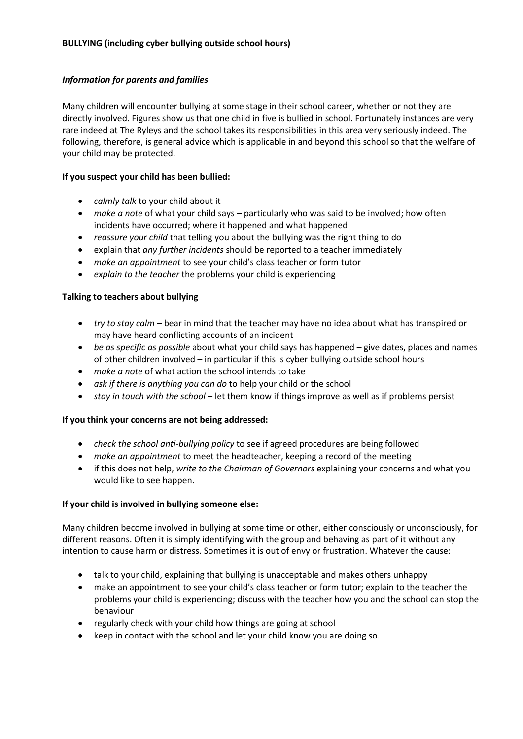**BULLYING (including cyber bullying outside school hours)**

***Information for parents and families***

Many children will encounter bullying at some stage in their school career, whether or not they are directly involved. Figures show us that one child in five is bullied in school. Fortunately instances are very rare indeed at The Ryleys and the school takes its responsibilities in this area very seriously indeed. The following, therefore, is general advice which is applicable in and beyond this school so that the welfare of your child may be protected.

**If you suspect your child has been bullied:**

- *calmly talk* to your child about it
- *make a note* of what your child says – particularly who was said to be involved; how often incidents have occurred; where it happened and what happened
- *reassure your child* that telling you about the bullying was the right thing to do
- explain that *any further incidents* should be reported to a teacher immediately
- *make an appointment* to see your child's class teacher or form tutor
- *explain to the teacher* the problems your child is experiencing

**Talking to teachers about bullying**

- *try to stay calm* – bear in mind that the teacher may have no idea about what has transpired or may have heard conflicting accounts of an incident
- *be as specific as possible* about what your child says has happened – give dates, places and names of other children involved – in particular if this is cyber bullying outside school hours
- *make a note* of what action the school intends to take
- *ask if there is anything you can do* to help your child or the school
- *stay in touch with the school* – let them know if things improve as well as if problems persist

**If you think your concerns are not being addressed:**

- *check the school anti-bullying policy* to see if agreed procedures are being followed
- *make an appointment* to meet the headteacher, keeping a record of the meeting
- if this does not help, *write to the Chairman of Governors* explaining your concerns and what you would like to see happen.

**If your child is involved in bullying someone else:**

Many children become involved in bullying at some time or other, either consciously or unconsciously, for different reasons. Often it is simply identifying with the group and behaving as part of it without any intention to cause harm or distress. Sometimes it is out of envy or frustration. Whatever the cause:

- talk to your child, explaining that bullying is unacceptable and makes others unhappy
- make an appointment to see your child's class teacher or form tutor; explain to the teacher the problems your child is experiencing; discuss with the teacher how you and the school can stop the behaviour
- regularly check with your child how things are going at school
- keep in contact with the school and let your child know you are doing so.